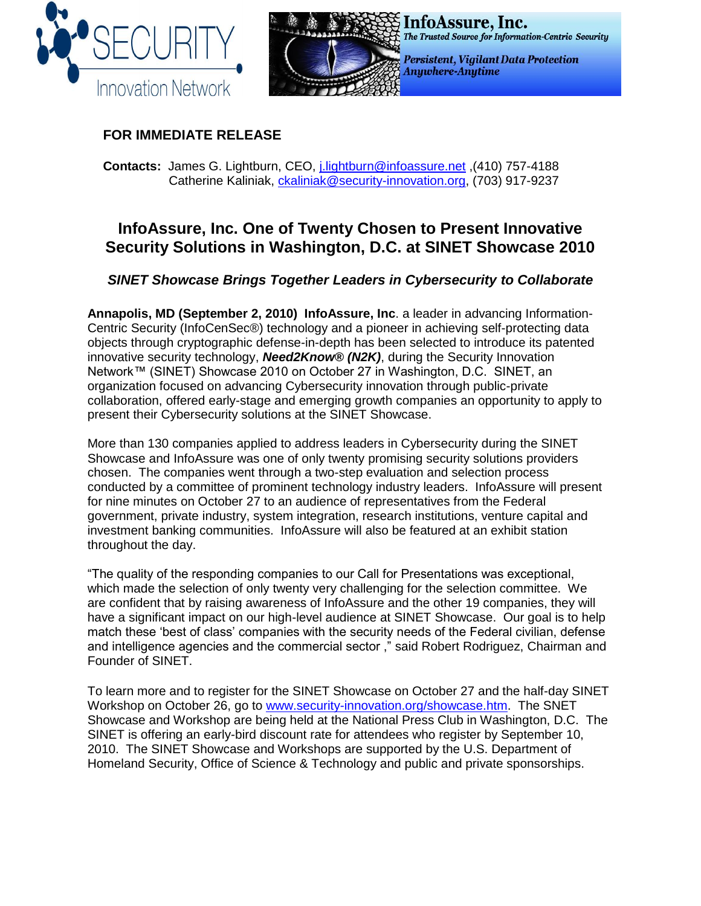**FOR IMMEDIATE RELEASE**

**Contacts:** James G. Lightburn, CEO, j.lightburn@infoassure.net ,(410) 757-4188
Catherine Kaliniak, ckaliniak@security-innovation.org, (703) 917-9237

# InfoAssure, Inc. One of Twenty Chosen to Present Innovative Security Solutions in Washington, D.C. at SINET Showcase 2010

***SINET Showcase Brings Together Leaders in Cybersecurity to Collaborate***

**Annapolis, MD (September 2, 2010) InfoAssure, Inc**. a leader in advancing Information-Centric Security (InfoCenSec®) technology and a pioneer in achieving self-protecting data objects through cryptographic defense-in-depth has been selected to introduce its patented innovative security technology, ***Need2Know® (N2K)***, during the Security Innovation Network™ (SINET) Showcase 2010 on October 27 in Washington, D.C. SINET, an organization focused on advancing Cybersecurity innovation through public-private collaboration, offered early-stage and emerging growth companies an opportunity to apply to present their Cybersecurity solutions at the SINET Showcase.

More than 130 companies applied to address leaders in Cybersecurity during the SINET Showcase and InfoAssure was one of only twenty promising security solutions providers chosen. The companies went through a two-step evaluation and selection process conducted by a committee of prominent technology industry leaders. InfoAssure will present for nine minutes on October 27 to an audience of representatives from the Federal government, private industry, system integration, research institutions, venture capital and investment banking communities. InfoAssure will also be featured at an exhibit station throughout the day.

"The quality of the responding companies to our Call for Presentations was exceptional, which made the selection of only twenty very challenging for the selection committee. We are confident that by raising awareness of InfoAssure and the other 19 companies, they will have a significant impact on our high-level audience at SINET Showcase. Our goal is to help match these 'best of class' companies with the security needs of the Federal civilian, defense and intelligence agencies and the commercial sector ," said Robert Rodriguez, Chairman and Founder of SINET.

To learn more and to register for the SINET Showcase on October 27 and the half-day SINET Workshop on October 26, go to www.security-innovation.org/showcase.htm. The SNET Showcase and Workshop are being held at the National Press Club in Washington, D.C. The SINET is offering an early-bird discount rate for attendees who register by September 10, 2010. The SINET Showcase and Workshops are supported by the U.S. Department of Homeland Security, Office of Science & Technology and public and private sponsorships.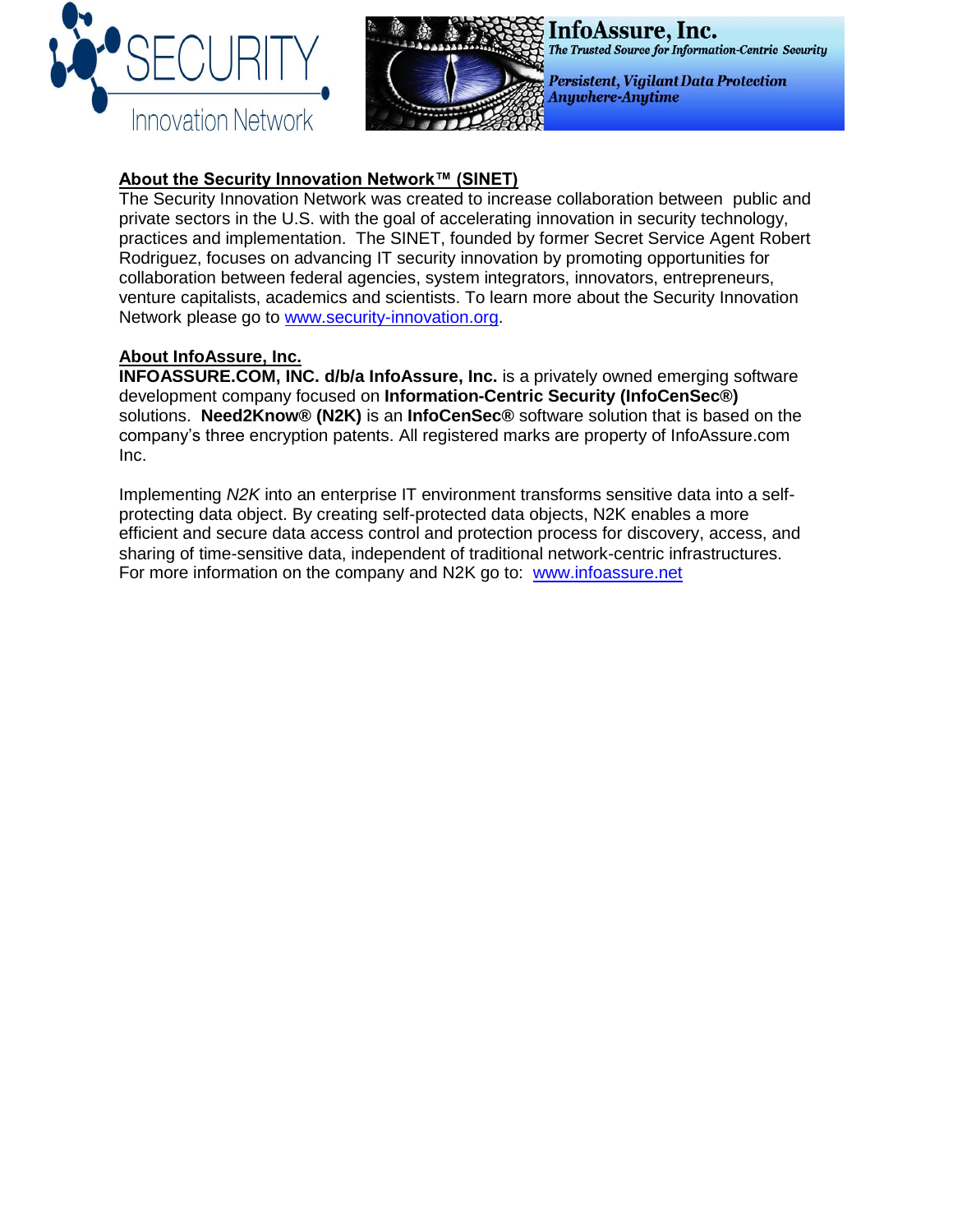**About the Security Innovation Network™ (SINET)**

The Security Innovation Network was created to increase collaboration between public and private sectors in the U.S. with the goal of accelerating innovation in security technology, practices and implementation. The SINET, founded by former Secret Service Agent Robert Rodriguez, focuses on advancing IT security innovation by promoting opportunities for collaboration between federal agencies, system integrators, innovators, entrepreneurs, venture capitalists, academics and scientists. To learn more about the Security Innovation Network please go to www.security-innovation.org.

**About InfoAssure, Inc.**

**INFOASSURE.COM, INC. d/b/a InfoAssure, Inc.** is a privately owned emerging software development company focused on **Information-Centric Security (InfoCenSec®)** solutions. **Need2Know® (N2K)** is an **InfoCenSec®** software solution that is based on the company's three encryption patents. All registered marks are property of InfoAssure.com Inc.

Implementing *N2K* into an enterprise IT environment transforms sensitive data into a self-protecting data object. By creating self-protected data objects, N2K enables a more efficient and secure data access control and protection process for discovery, access, and sharing of time-sensitive data, independent of traditional network-centric infrastructures. For more information on the company and N2K go to: www.infoassure.net